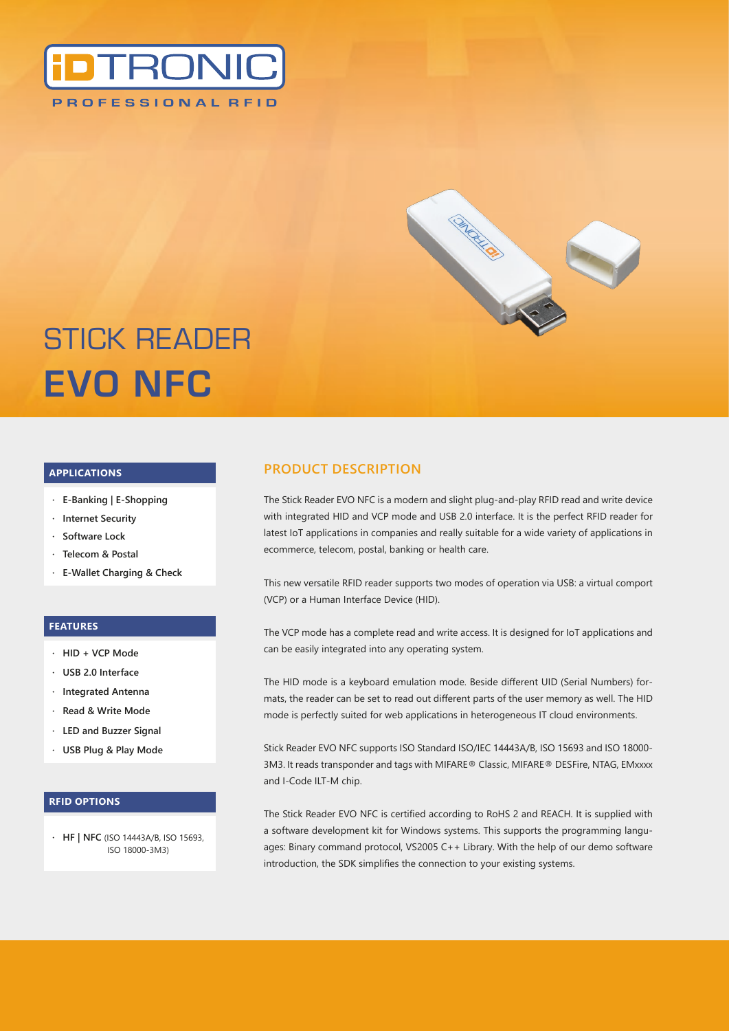iDTRONIC
PROFESSIONAL RFID

# STICK READER **EVO NFC**

## APPLICATIONS

- E-Banking | E-Shopping
- Internet Security
- Software Lock
- Telecom & Postal
- E-Wallet Charging & Check

## FEATURES

- HID + VCP Mode
- USB 2.0 Interface
- Integrated Antenna
- Read & Write Mode
- LED and Buzzer Signal
- USB Plug & Play Mode

## RFID OPTIONS

- **HF | NFC** (ISO 14443A/B, ISO 15693, ISO 18000-3M3)

## PRODUCT DESCRIPTION

The Stick Reader EVO NFC is a modern and slight plug-and-play RFID read and write device with integrated HID and VCP mode and USB 2.0 interface. It is the perfect RFID reader for latest IoT applications in companies and really suitable for a wide variety of applications in ecommerce, telecom, postal, banking or health care.

This new versatile RFID reader supports two modes of operation via USB: a virtual comport (VCP) or a Human Interface Device (HID).

The VCP mode has a complete read and write access. It is designed for IoT applications and can be easily integrated into any operating system.

The HID mode is a keyboard emulation mode. Beside different UID (Serial Numbers) formats, the reader can be set to read out different parts of the user memory as well. The HID mode is perfectly suited for web applications in heterogeneous IT cloud environments.

Stick Reader EVO NFC supports ISO Standard ISO/IEC 14443A/B, ISO 15693 and ISO 18000-3M3. It reads transponder and tags with MIFARE® Classic, MIFARE® DESFire, NTAG, EMxxxx and I-Code ILT-M chip.

The Stick Reader EVO NFC is certified according to RoHS 2 and REACH. It is supplied with a software development kit for Windows systems. This supports the programming languages: Binary command protocol, VS2005 C++ Library. With the help of our demo software introduction, the SDK simplifies the connection to your existing systems.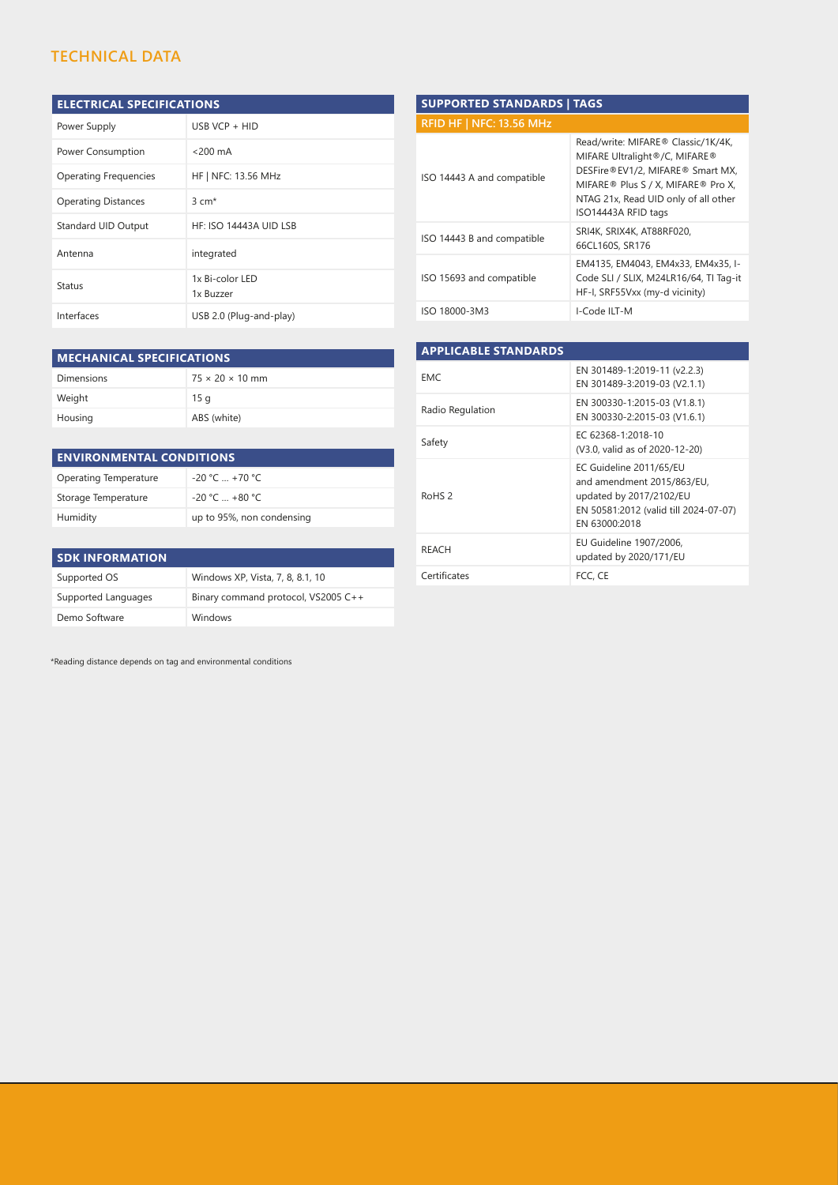# TECHNICAL DATA

| ELECTRICAL SPECIFICATIONS | |
|---|---|
| Power Supply | USB VCP + HID |
| Power Consumption | <200 mA |
| Operating Frequencies | HF \| NFC: 13.56 MHz |
| Operating Distances | 3 cm* |
| Standard UID Output | HF: ISO 14443A UID LSB |
| Antenna | integrated |
| Status | 1x Bi-color LED<br>1x Buzzer |
| Interfaces | USB 2.0 (Plug-and-play) |

| MECHANICAL SPECIFICATIONS | |
|---|---|
| Dimensions | 75 × 20 × 10 mm |
| Weight | 15 g |
| Housing | ABS (white) |

| ENVIRONMENTAL CONDITIONS | |
|---|---|
| Operating Temperature | -20 °C ... +70 °C |
| Storage Temperature | -20 °C ... +80 °C |
| Humidity | up to 95%, non condensing |

| SDK INFORMATION | |
|---|---|
| Supported OS | Windows XP, Vista, 7, 8, 8.1, 10 |
| Supported Languages | Binary command protocol, VS2005 C++ |
| Demo Software | Windows |

*Reading distance depends on tag and environmental conditions

| SUPPORTED STANDARDS \| TAGS | |
|---|---|
| **RFID HF \| NFC: 13.56 MHz** | |
| ISO 14443 A and compatible | Read/write: MIFARE® Classic/1K/4K, MIFARE Ultralight®/C, MIFARE® DESFire®EV1/2, MIFARE® Smart MX, MIFARE® Plus S / X, MIFARE® Pro X, NTAG 21x, Read UID only of all other ISO14443A RFID tags |
| ISO 14443 B and compatible | SRI4K, SRIX4K, AT88RF020, 66CL160S, SR176 |
| ISO 15693 and compatible | EM4135, EM4043, EM4x33, EM4x35, I-Code SLI / SLIX, M24LR16/64, TI Tag-it HF-I, SRF55Vxx (my-d vicinity) |
| ISO 18000-3M3 | I-Code ILT-M |

| APPLICABLE STANDARDS | |
|---|---|
| EMC | EN 301489-1:2019-11 (v2.2.3)<br>EN 301489-3:2019-03 (V2.1.1) |
| Radio Regulation | EN 300330-1:2015-03 (V1.8.1)<br>EN 300330-2:2015-03 (V1.6.1) |
| Safety | EC 62368-1:2018-10<br>(V3.0, valid as of 2020-12-20) |
| RoHS 2 | EC Guideline 2011/65/EU<br>and amendment 2015/863/EU,<br>updated by 2017/2102/EU<br>EN 50581:2012 (valid till 2024-07-07)<br>EN 63000:2018 |
| REACH | EU Guideline 1907/2006,<br>updated by 2020/171/EU |
| Certificates | FCC, CE |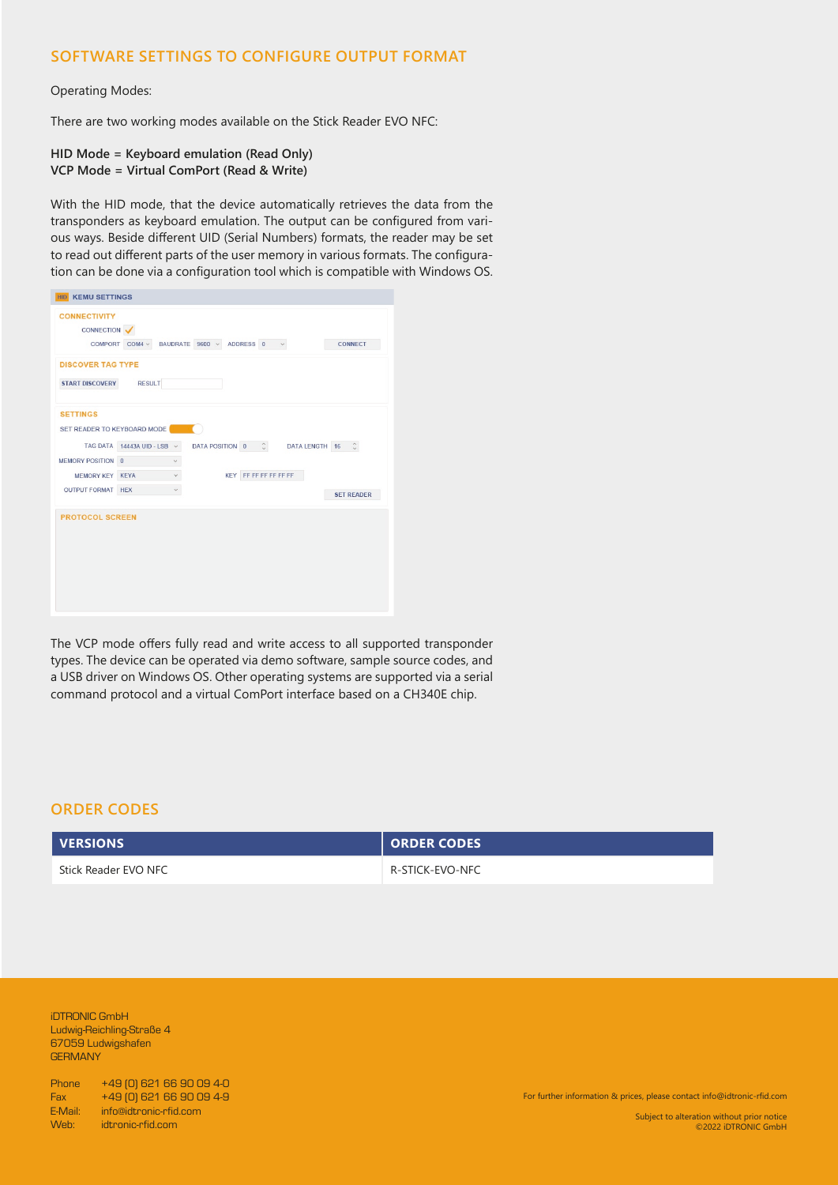## SOFTWARE SETTINGS TO CONFIGURE OUTPUT FORMAT

Operating Modes:

There are two working modes available on the Stick Reader EVO NFC:

**HID Mode = Keyboard emulation (Read Only)**
**VCP Mode = Virtual ComPort (Read & Write)**

With the HID mode, that the device automatically retrieves the data from the transponders as keyboard emulation. The output can be configured from various ways. Beside different UID (Serial Numbers) formats, the reader may be set to read out different parts of the user memory in various formats. The configuration can be done via a configuration tool which is compatible with Windows OS.

The VCP mode offers fully read and write access to all supported transponder types. The device can be operated via demo software, sample source codes, and a USB driver on Windows OS. Other operating systems are supported via a serial command protocol and a virtual ComPort interface based on a CH340E chip.

## ORDER CODES

| VERSIONS | ORDER CODES |
|---|---|
| Stick Reader EVO NFC | R-STICK-EVO-NFC |

iDTRONIC GmbH
Ludwig-Reichling-Straße 4
67059 Ludwigshafen
GERMANY

Phone +49 (0) 621 66 90 09 4-0
Fax +49 (0) 621 66 90 09 4-9
E-Mail: info@idtronic-rfid.com
Web: idtronic-rfid.com

For further information & prices, please contact info@idtronic-rfid.com

Subject to alteration without prior notice
©2022 iDTRONIC GmbH